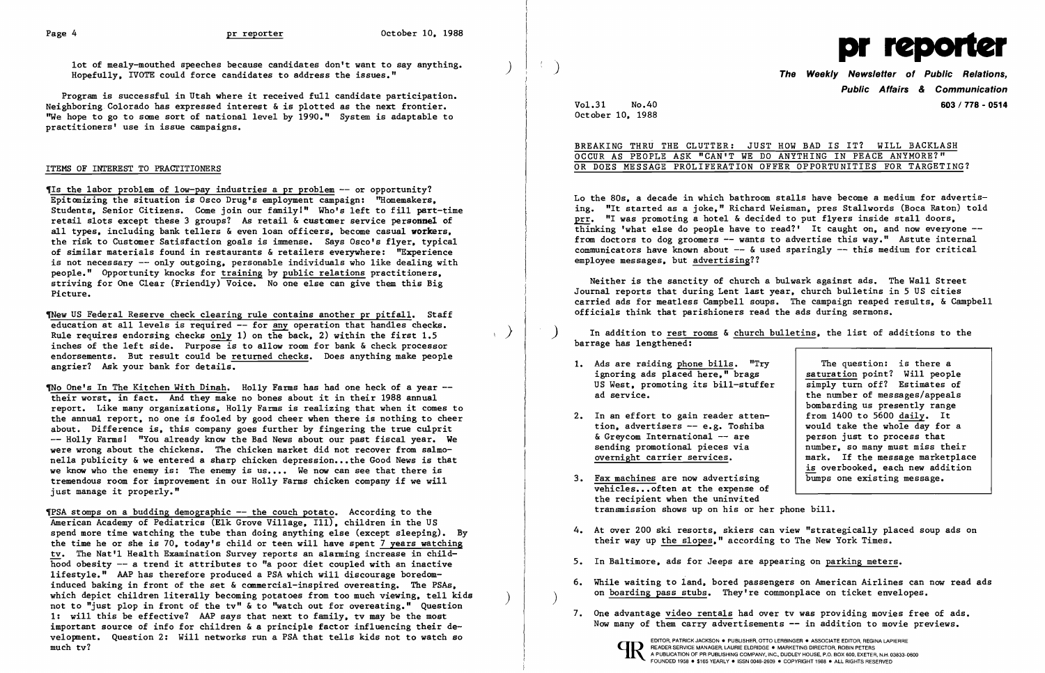lot of mealy-mouthed speeches because candidates don't want to say anything. Hopefully, IVOTE could force candidates to address the issues."

Program is successful in Utah where it received full candidate participation. Neighboring Colorado has expressed interest & is plotted as the next frontier. "We hope to go to some sort of national level by 1990." System is adaptable to practitioners' use in issue campaigns.

## ITEMS OF INTEREST TO PRACTITIONERS

¶Is the labor problem of low-pay industries a pr problem -- or opportunity? Epitomizing the situation is Osco Drug's employment campaign: "Homemakers, Students, Senior Citizens. Come join our family!" Who's left to fill part-time retail slots except these 3 groups? As retail & customer service personnel of all types, including bank tellers & even loan officers, become casual workers, the risk to Customer Satisfaction goals is immense. Says Osco's flyer, typical of similar materials found in restaurants & retailers everywhere: "Experience is not necessary -- only outgoing, personable individuals who like dealing with people." Opportunity knocks for training by public relations practitioners, striving for One Clear (Friendly) Voice. No one else can give them this Big Picture.

¶New US Federal Reserve check clearing rule contains another pr pitfall. Staff education at all levels is required -- for any operation that handles checks. Rule requires endorsing checks only 1) on the back, 2) within the first 1.5 inches of the left side. Purpose is to allow room for bank & check processor endorsements. But result could be returned checks. Does anything make people angrier? Ask your bank for details.

¶No One's In The Kitchen With Dinah. Holly Farms has had one heck of a year -- their worst, in fact. And they make no bones about it in their 1988 annual report. Like many organizations, Holly Farms is realizing that when it comes to the annual report, no one is fooled by good cheer when there is nothing to cheer about. Difference is, this company goes further by fingering the true culprit -- Holly Farms! "You already know the Bad News about our past fiscal year. We were wrong about the chickens. The chicken market did not recover from salmonella publicity & we entered a sharp chicken depression...the Good News is that we know who the enemy is: The enemy is us.... We now can see that there is tremendous room for improvement in our Holly Farms chicken company if we will just manage it properly."

¶PSA stomps on a budding demographic -- the couch potato. According to the American Academy of Pediatrics (Elk Grove Village, Ill), children in the US spend more time watching the tube than doing anything else (except sleeping). By the time he or she is 70, today's child or teen will have spent 7 years watching tv. The Nat'l Health Examination Survey reports an alarming increase in childhood obesity -- a trend it attributes to "a poor diet coupled with an inactive lifestyle." AAP has therefore produced a PSA which will discourage boredom-induced baking in front of the set & commercial-inspired overeating. The PSAs, which depict children literally becoming potatoes from too much viewing, tell kids not to "just plop in front of the tv" & to "watch out for overeating." Question 1: will this be effective? AAP says that next to family, tv may be the most important source of info for children & a principle factor influencing their development. Question 2: Will networks run a PSA that tells kids not to watch so much tv?

# pr reporter

**The Weekly Newsletter of Public Relations, Public Affairs & Communication**

603 / 778 - 0514

Vol.31 No.40
October 10, 1988

## BREAKING THRU THE CLUTTER: JUST HOW BAD IS IT? WILL BACKLASH OCCUR AS PEOPLE ASK "CAN'T WE DO ANYTHING IN PEACE ANYMORE?" OR DOES MESSAGE PROLIFERATION OFFER OPPORTUNITIES FOR TARGETING?

Lo the 80s, a decade in which bathroom stalls have become a medium for advertising. "It started as a joke," Richard Weisman, pres Stallwords (Boca Raton) told prr. "I was promoting a hotel & decided to put flyers inside stall doors, thinking 'what else do people have to read?' It caught on, and now everyone -- from doctors to dog groomers -- wants to advertise this way." Astute internal communicators have known about -- & used sparingly -- this medium for critical employee messages, but advertising??

Neither is the sanctity of church a bulwark against ads. The Wall Street Journal reports that during Lent last year, church bulletins in 5 US cities carried ads for meatless Campbell soups. The campaign reaped results, & Campbell officials think that parishioners read the ads during sermons.

In addition to rest rooms & church bulletins, the list of additions to the barrage has lengthened:

1. Ads are raiding phone bills. "Try ignoring ads placed here," brags US West, promoting its bill-stuffer ad service.
2. In an effort to gain reader attention, advertisers -- e.g. Toshiba & Greycom International -- are sending promotional pieces via overnight carrier services.
3. Fax machines are now advertising vehicles...often at the expense of the recipient when the uninvited transmission shows up on his or her phone bill.
4. At over 200 ski resorts, skiers can view "strategically placed soup ads on their way up the slopes," according to The New York Times.
5. In Baltimore, ads for Jeeps are appearing on parking meters.
6. While waiting to land, bored passengers on American Airlines can now read ads on boarding pass stubs. They're commonplace on ticket envelopes.
7. One advantage video rentals had over tv was providing movies free of ads. Now many of them carry advertisements -- in addition to movie previews.

> The question: is there a saturation point? Will people simply turn off? Estimates of the number of messages/appeals bombarding us presently range from 1400 to 5600 daily. It would take the whole day for a person just to process that number, so many must miss their mark. If the message marketplace is overbooked, each new addition bumps one existing message.

EDITOR, PATRICK JACKSON • PUBLISHER, OTTO LERBINGER • ASSOCIATE EDITOR, REGINA LAPIERRE
READER SERVICE MANAGER, LAURIE ELDRIDGE • MARKETING DIRECTOR, ROBIN PETERS
A PUBLICATION OF PR PUBLISHING COMPANY, INC., DUDLEY HOUSE, P.O. BOX 600, EXETER, N.H. 03833-0600
FOUNDED 1958 • $165 YEARLY • ISSN 0048-2609 • COPYRIGHT 1988 • ALL RIGHTS RESERVED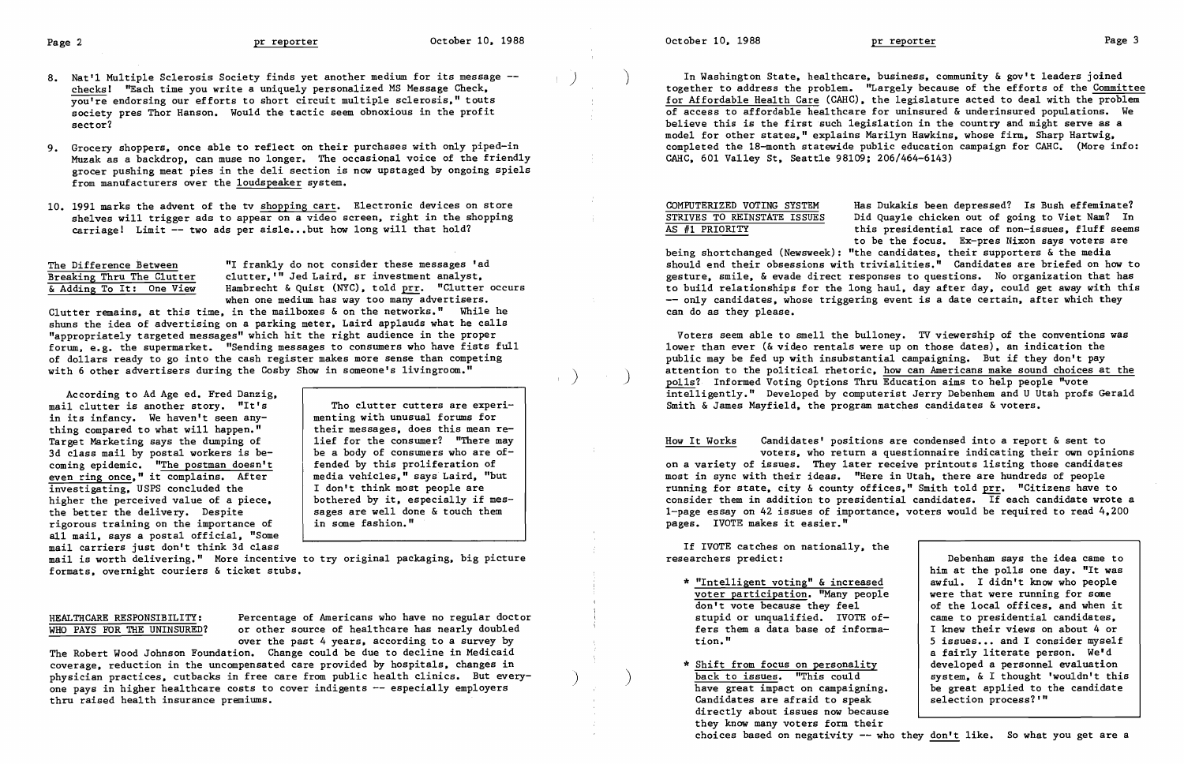8. Nat'l Multiple Sclerosis Society finds yet another medium for its message -- checks! "Each time you write a uniquely personalized MS Message Check, you're endorsing our efforts to short circuit multiple sclerosis," touts society pres Thor Hanson. Would the tactic seem obnoxious in the profit sector?

9. Grocery shoppers, once able to reflect on their purchases with only piped-in Muzak as a backdrop, can muse no longer. The occasional voice of the friendly grocer pushing meat pies in the deli section is now upstaged by ongoing spiels from manufacturers over the loudspeaker system.

10. 1991 marks the advent of the tv shopping cart. Electronic devices on store shelves will trigger ads to appear on a video screen, right in the shopping carriage! Limit -- two ads per aisle...but how long will that hold?

## The Difference Between Breaking Thru The Clutter & Adding To It: One View

"I frankly do not consider these messages 'ad clutter,'" Jed Laird, sr investment analyst, Hambrecht & Quist (NYC), told prr. "Clutter occurs when one medium has way too many advertisers. Clutter remains, at this time, in the mailboxes & on the networks." While he shuns the idea of advertising on a parking meter, Laird applauds what he calls "appropriately targeted messages" which hit the right audience in the proper forum, e.g. the supermarket. "Sending messages to consumers who have fists full of dollars ready to go into the cash register makes more sense than competing with 6 other advertisers during the Cosby Show in someone's livingroom."

According to Ad Age ed. Fred Danzig, mail clutter is another story. "It's in its infancy. We haven't seen anything compared to what will happen." Target Marketing says the dumping of 3d class mail by postal workers is becoming epidemic. "The postman doesn't even ring once," it complains. After investigating, USPS concluded the higher the perceived value of a piece, the better the delivery. Despite rigorous training on the importance of all mail, says a postal official, "Some mail carriers just don't think 3d class mail is worth delivering." More incentive to try original packaging, big picture formats, overnight couriers & ticket stubs.

> Tho clutter cutters are experimenting with unusual forums for their messages, does this mean relief for the consumer? "There may be a body of consumers who are offended by this proliferation of media vehicles," says Laird, "but I don't think most people are bothered by it, especially if messages are well done & touch them in some fashion."

## HEALTHCARE RESPONSIBILITY: WHO PAYS FOR THE UNINSURED?

Percentage of Americans who have no regular doctor or other source of healthcare has nearly doubled over the past 4 years, according to a survey by The Robert Wood Johnson Foundation. Change could be due to decline in Medicaid coverage, reduction in the uncompensated care provided by hospitals, changes in physician practices, cutbacks in free care from public health clinics. But everyone pays in higher healthcare costs to cover indigents -- especially employers thru raised health insurance premiums.

In Washington State, healthcare, business, community & gov't leaders joined together to address the problem. "Largely because of the efforts of the Committee for Affordable Health Care (CAHC), the legislature acted to deal with the problem of access to affordable healthcare for uninsured & underinsured populations. We believe this is the first such legislation in the country and might serve as a model for other states," explains Marilyn Hawkins, whose firm, Sharp Hartwig, completed the 18-month statewide public education campaign for CAHC. (More info: CAHC, 601 Valley St, Seattle 98109; 206/464-6143)

## COMPUTERIZED VOTING SYSTEM STRIVES TO REINSTATE ISSUES AS #1 PRIORITY

Has Dukakis been depressed? Is Bush effeminate? Did Quayle chicken out of going to Viet Nam? In this presidential race of non-issues, fluff seems to be the focus. Ex-pres Nixon says voters are being shortchanged (Newsweek): "the candidates, their supporters & the media should end their obsessions with trivialities." Candidates are briefed on how to gesture, smile, & evade direct responses to questions. No organization that has to build relationships for the long haul, day after day, could get away with this -- only candidates, whose triggering event is a date certain, after which they can do as they please.

Voters seem able to smell the bulloney. TV viewership of the conventions was lower than ever (& video rentals were up on those dates), an indication the public may be fed up with insubstantial campaigning. But if they don't pay attention to the political rhetoric, how can Americans make sound choices at the polls? Informed Voting Options Thru Education aims to help people "vote intelligently." Developed by computerist Jerry Debenhem and U Utah profs Gerald Smith & James Mayfield, the program matches candidates & voters.

### How It Works

Candidates' positions are condensed into a report & sent to voters, who return a questionnaire indicating their own opinions on a variety of issues. They later receive printouts listing those candidates most in sync with their ideas. "Here in Utah, there are hundreds of people running for state, city & county offices," Smith told prr. "Citizens have to consider them in addition to presidential candidates. If each candidate wrote a 1-page essay on 42 issues of importance, voters would be required to read 4,200 pages. IVOTE makes it easier."

If IVOTE catches on nationally, the researchers predict:

* "Intelligent voting" & increased voter participation. "Many people don't vote because they feel stupid or unqualified. IVOTE offers them a data base of information."

* Shift from focus on personality back to issues. "This could have great impact on campaigning. Candidates are afraid to speak directly about issues now because they know many voters form their choices based on negativity -- who they don't like. So what you get are a

> Debenham says the idea came to him at the polls one day. "It was awful. I didn't know who people were that were running for some of the local offices, and when it came to presidential candidates, I knew their views on about 4 or 5 issues... and I consider myself a fairly literate person. We'd developed a personnel evaluation system, & I thought 'wouldn't this be great applied to the candidate selection process?'"